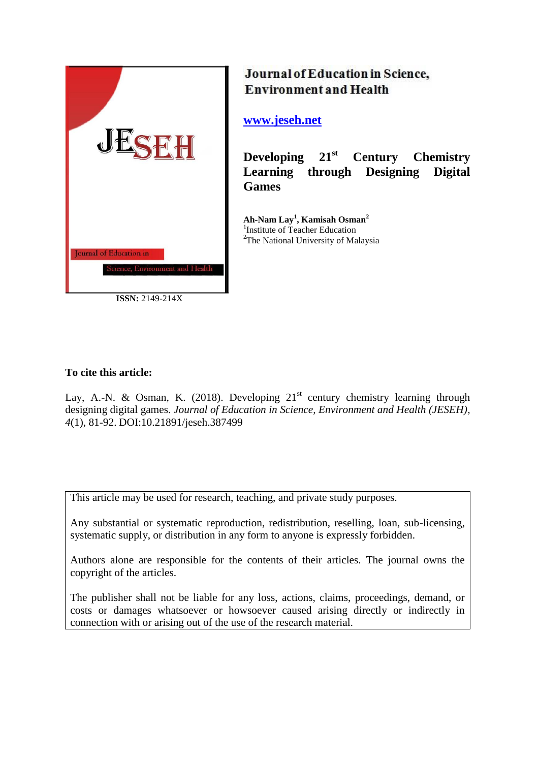JESEH

Journal of Education in Science, Environment and Health

**ISSN:** 2149-214X

# Journal of Education in Science, Environment and Health

www.jeseh.net

## Developing 21st Century Chemistry Learning through Designing Digital Games

**Ah-Nam Lay[1], Kamisah Osman[2]**
[1]Institute of Teacher Education
[2]The National University of Malaysia

**To cite this article:**

Lay, A.-N. & Osman, K. (2018). Developing 21st century chemistry learning through designing digital games. *Journal of Education in Science, Environment and Health (JESEH), 4*(1), 81-92. DOI:10.21891/jeseh.387499

This article may be used for research, teaching, and private study purposes.

Any substantial or systematic reproduction, redistribution, reselling, loan, sub-licensing, systematic supply, or distribution in any form to anyone is expressly forbidden.

Authors alone are responsible for the contents of their articles. The journal owns the copyright of the articles.

The publisher shall not be liable for any loss, actions, claims, proceedings, demand, or costs or damages whatsoever or howsoever caused arising directly or indirectly in connection with or arising out of the use of the research material.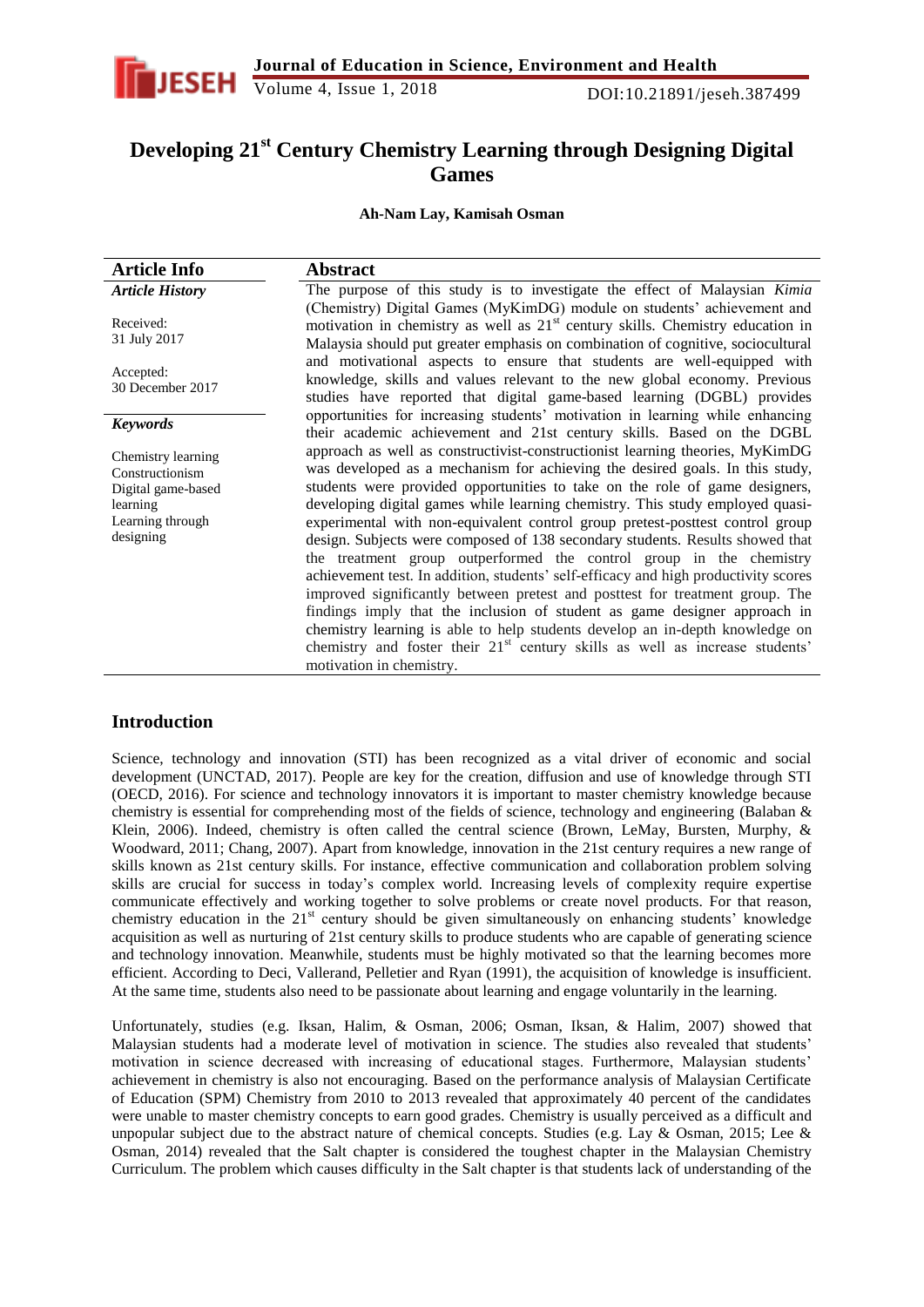# Developing 21st Century Chemistry Learning through Designing Digital Games

**Ah-Nam Lay, Kamisah Osman**

| Article Info | Abstract |
|---|---|
| ***Article History***<br><br>Received:<br>31 July 2017<br><br>Accepted:<br>30 December 2017<br><br>***Keywords***<br><br>Chemistry learning<br>Constructionism<br>Digital game-based learning<br>Learning through designing | The purpose of this study is to investigate the effect of Malaysian *Kimia* (Chemistry) Digital Games (MyKimDG) module on students' achievement and motivation in chemistry as well as $21^{st}$ century skills. Chemistry education in Malaysia should put greater emphasis on combination of cognitive, sociocultural and motivational aspects to ensure that students are well-equipped with knowledge, skills and values relevant to the new global economy. Previous studies have reported that digital game-based learning (DGBL) provides opportunities for increasing students' motivation in learning while enhancing their academic achievement and 21st century skills. Based on the DGBL approach as well as constructivist-constructionist learning theories, MyKimDG was developed as a mechanism for achieving the desired goals. In this study, students were provided opportunities to take on the role of game designers, developing digital games while learning chemistry. This study employed quasi-experimental with non-equivalent control group pretest-posttest control group design. Subjects were composed of 138 secondary students. Results showed that the treatment group outperformed the control group in the chemistry achievement test. In addition, students' self-efficacy and high productivity scores improved significantly between pretest and posttest for treatment group. The findings imply that the inclusion of student as game designer approach in chemistry learning is able to help students develop an in-depth knowledge on chemistry and foster their $21^{st}$ century skills as well as increase students' motivation in chemistry. |

## Introduction

Science, technology and innovation (STI) has been recognized as a vital driver of economic and social development (UNCTAD, 2017). People are key for the creation, diffusion and use of knowledge through STI (OECD, 2016). For science and technology innovators it is important to master chemistry knowledge because chemistry is essential for comprehending most of the fields of science, technology and engineering (Balaban & Klein, 2006). Indeed, chemistry is often called the central science (Brown, LeMay, Bursten, Murphy, & Woodward, 2011; Chang, 2007). Apart from knowledge, innovation in the 21st century requires a new range of skills known as 21st century skills. For instance, effective communication and collaboration problem solving skills are crucial for success in today's complex world. Increasing levels of complexity require expertise communicate effectively and working together to solve problems or create novel products. For that reason, chemistry education in the $21^{st}$ century should be given simultaneously on enhancing students' knowledge acquisition as well as nurturing of 21st century skills to produce students who are capable of generating science and technology innovation. Meanwhile, students must be highly motivated so that the learning becomes more efficient. According to Deci, Vallerand, Pelletier and Ryan (1991), the acquisition of knowledge is insufficient. At the same time, students also need to be passionate about learning and engage voluntarily in the learning.

Unfortunately, studies (e.g. Iksan, Halim, & Osman, 2006; Osman, Iksan, & Halim, 2007) showed that Malaysian students had a moderate level of motivation in science. The studies also revealed that students' motivation in science decreased with increasing of educational stages. Furthermore, Malaysian students' achievement in chemistry is also not encouraging. Based on the performance analysis of Malaysian Certificate of Education (SPM) Chemistry from 2010 to 2013 revealed that approximately 40 percent of the candidates were unable to master chemistry concepts to earn good grades. Chemistry is usually perceived as a difficult and unpopular subject due to the abstract nature of chemical concepts. Studies (e.g. Lay & Osman, 2015; Lee & Osman, 2014) revealed that the Salt chapter is considered the toughest chapter in the Malaysian Chemistry Curriculum. The problem which causes difficulty in the Salt chapter is that students lack of understanding of the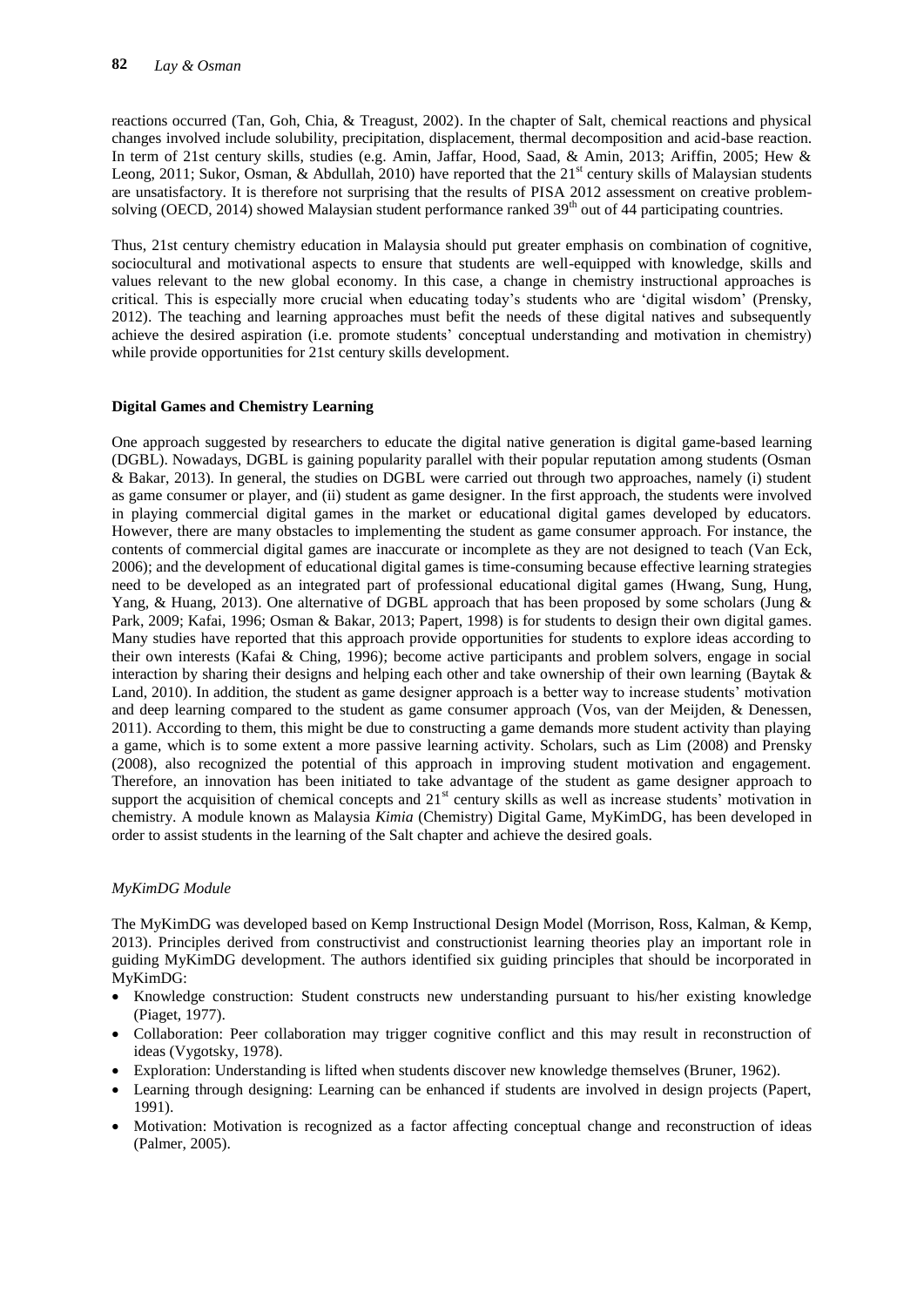reactions occurred (Tan, Goh, Chia, & Treagust, 2002). In the chapter of Salt, chemical reactions and physical changes involved include solubility, precipitation, displacement, thermal decomposition and acid-base reaction. In term of 21st century skills, studies (e.g. Amin, Jaffar, Hood, Saad, & Amin, 2013; Ariffin, 2005; Hew & Leong, 2011; Sukor, Osman, & Abdullah, 2010) have reported that the 21st century skills of Malaysian students are unsatisfactory. It is therefore not surprising that the results of PISA 2012 assessment on creative problem-solving (OECD, 2014) showed Malaysian student performance ranked 39th out of 44 participating countries.

Thus, 21st century chemistry education in Malaysia should put greater emphasis on combination of cognitive, sociocultural and motivational aspects to ensure that students are well-equipped with knowledge, skills and values relevant to the new global economy. In this case, a change in chemistry instructional approaches is critical. This is especially more crucial when educating today's students who are 'digital wisdom' (Prensky, 2012). The teaching and learning approaches must befit the needs of these digital natives and subsequently achieve the desired aspiration (i.e. promote students' conceptual understanding and motivation in chemistry) while provide opportunities for 21st century skills development.

## Digital Games and Chemistry Learning

One approach suggested by researchers to educate the digital native generation is digital game-based learning (DGBL). Nowadays, DGBL is gaining popularity parallel with their popular reputation among students (Osman & Bakar, 2013). In general, the studies on DGBL were carried out through two approaches, namely (i) student as game consumer or player, and (ii) student as game designer. In the first approach, the students were involved in playing commercial digital games in the market or educational digital games developed by educators. However, there are many obstacles to implementing the student as game consumer approach. For instance, the contents of commercial digital games are inaccurate or incomplete as they are not designed to teach (Van Eck, 2006); and the development of educational digital games is time-consuming because effective learning strategies need to be developed as an integrated part of professional educational digital games (Hwang, Sung, Hung, Yang, & Huang, 2013). One alternative of DGBL approach that has been proposed by some scholars (Jung & Park, 2009; Kafai, 1996; Osman & Bakar, 2013; Papert, 1998) is for students to design their own digital games. Many studies have reported that this approach provide opportunities for students to explore ideas according to their own interests (Kafai & Ching, 1996); become active participants and problem solvers, engage in social interaction by sharing their designs and helping each other and take ownership of their own learning (Baytak & Land, 2010). In addition, the student as game designer approach is a better way to increase students' motivation and deep learning compared to the student as game consumer approach (Vos, van der Meijden, & Denessen, 2011). According to them, this might be due to constructing a game demands more student activity than playing a game, which is to some extent a more passive learning activity. Scholars, such as Lim (2008) and Prensky (2008), also recognized the potential of this approach in improving student motivation and engagement. Therefore, an innovation has been initiated to take advantage of the student as game designer approach to support the acquisition of chemical concepts and 21st century skills as well as increase students' motivation in chemistry. A module known as Malaysia *Kimia* (Chemistry) Digital Game, MyKimDG, has been developed in order to assist students in the learning of the Salt chapter and achieve the desired goals.

### *MyKimDG Module*

The MyKimDG was developed based on Kemp Instructional Design Model (Morrison, Ross, Kalman, & Kemp, 2013). Principles derived from constructivist and constructionist learning theories play an important role in guiding MyKimDG development. The authors identified six guiding principles that should be incorporated in MyKimDG:

- Knowledge construction: Student constructs new understanding pursuant to his/her existing knowledge (Piaget, 1977).
- Collaboration: Peer collaboration may trigger cognitive conflict and this may result in reconstruction of ideas (Vygotsky, 1978).
- Exploration: Understanding is lifted when students discover new knowledge themselves (Bruner, 1962).
- Learning through designing: Learning can be enhanced if students are involved in design projects (Papert, 1991).
- Motivation: Motivation is recognized as a factor affecting conceptual change and reconstruction of ideas (Palmer, 2005).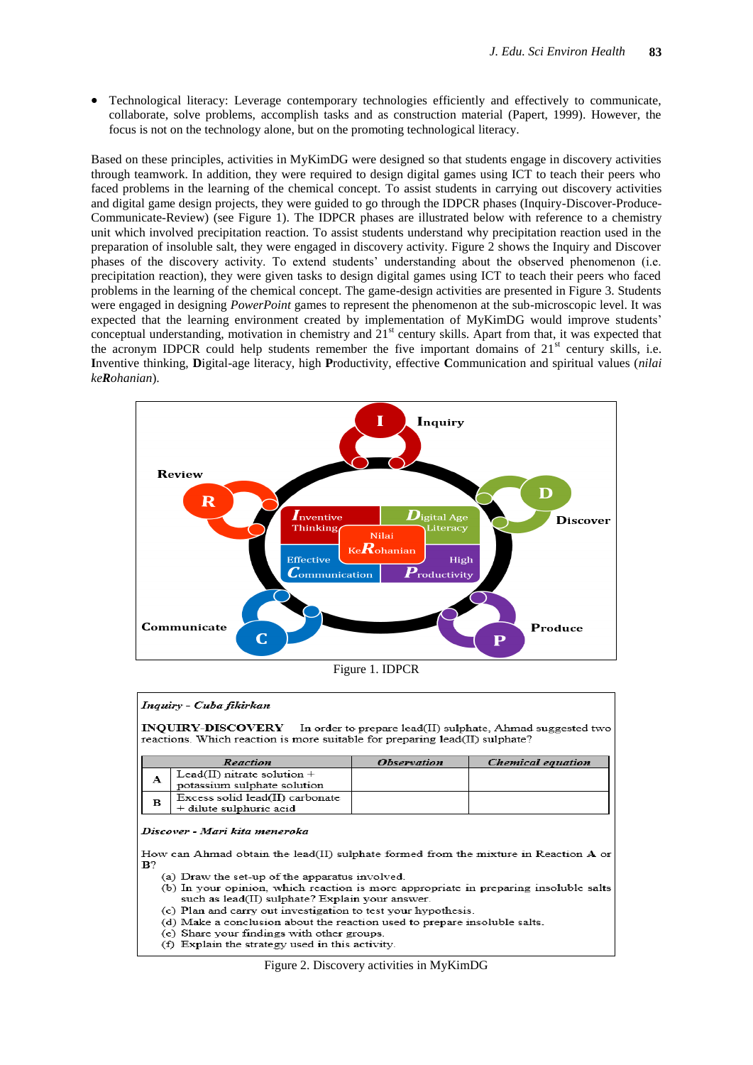- Technological literacy: Leverage contemporary technologies efficiently and effectively to communicate, collaborate, solve problems, accomplish tasks and as construction material (Papert, 1999). However, the focus is not on the technology alone, but on the promoting technological literacy.

Based on these principles, activities in MyKimDG were designed so that students engage in discovery activities through teamwork. In addition, they were required to design digital games using ICT to teach their peers who faced problems in the learning of the chemical concept. To assist students in carrying out discovery activities and digital game design projects, they were guided to go through the IDPCR phases (Inquiry-Discover-Produce-Communicate-Review) (see Figure 1). The IDPCR phases are illustrated below with reference to a chemistry unit which involved precipitation reaction. To assist students understand why precipitation reaction used in the preparation of insoluble salt, they were engaged in discovery activity. Figure 2 shows the Inquiry and Discover phases of the discovery activity. To extend students' understanding about the observed phenomenon (i.e. precipitation reaction), they were given tasks to design digital games using ICT to teach their peers who faced problems in the learning of the chemical concept. The game-design activities are presented in Figure 3. Students were engaged in designing *PowerPoint* games to represent the phenomenon at the sub-microscopic level. It was expected that the learning environment created by implementation of MyKimDG would improve students' conceptual understanding, motivation in chemistry and 21st century skills. Apart from that, it was expected that the acronym IDPCR could help students remember the five important domains of 21st century skills, i.e. **I**nventive thinking, **D**igital-age literacy, high **P**roductivity, effective **C**ommunication and spiritual values (*nilai ke**R**ohanian*).

Figure 1. IDPCR

***Inquiry - Cuba fikirkan***

**INQUIRY-DISCOVERY** In order to prepare lead(II) sulphate, Ahmad suggested two reactions. Which reaction is more suitable for preparing lead(II) sulphate?

| | *Reaction* | *Observation* | *Chemical equation* |
|---|---|---|---|
| **A** | Lead(II) nitrate solution + potassium sulphate solution | | |
| **B** | Excess solid lead(II) carbonate + dilute sulphuric acid | | |

***Discover - Mari kita meneroka***

How can Ahmad obtain the lead(II) sulphate formed from the mixture in Reaction **A** or **B**?

(a) Draw the set-up of the apparatus involved.
(b) In your opinion, which reaction is more appropriate in preparing insoluble salts such as lead(II) sulphate? Explain your answer.
(c) Plan and carry out investigation to test your hypothesis.
(d) Make a conclusion about the reaction used to prepare insoluble salts.
(e) Share your findings with other groups.
(f) Explain the strategy used in this activity.

Figure 2. Discovery activities in MyKimDG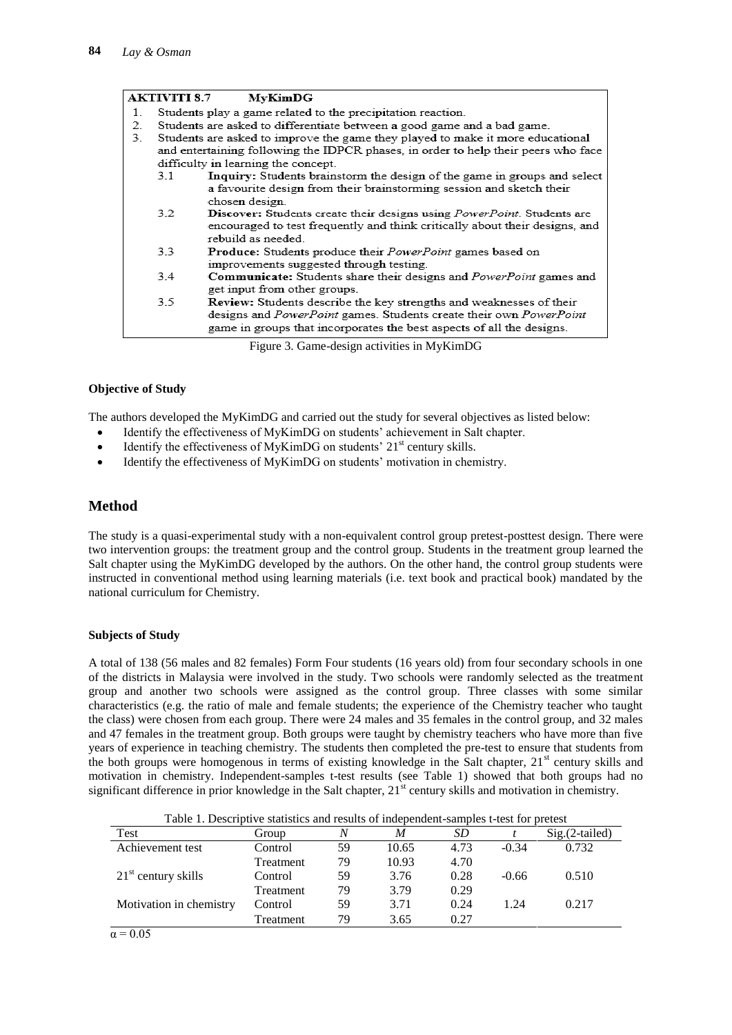**AKTIVITI 8.7 MyKimDG**

1. Students play a game related to the precipitation reaction.
2. Students are asked to differentiate between a good game and a bad game.
3. Students are asked to improve the game they played to make it more educational and entertaining following the IDPCR phases, in order to help their peers who face difficulty in learning the concept.
   - 3.1 **Inquiry:** Students brainstorm the design of the game in groups and select a favourite design from their brainstorming session and sketch their chosen design.
   - 3.2 **Discover:** Students create their designs using *PowerPoint*. Students are encouraged to test frequently and think critically about their designs, and rebuild as needed.
   - 3.3 **Produce:** Students produce their *PowerPoint* games based on improvements suggested through testing.
   - 3.4 **Communicate:** Students share their designs and *PowerPoint* games and get input from other groups.
   - 3.5 **Review:** Students describe the key strengths and weaknesses of their designs and *PowerPoint* games. Students create their own *PowerPoint* game in groups that incorporates the best aspects of all the designs.

Figure 3. Game-design activities in MyKimDG

### Objective of Study

The authors developed the MyKimDG and carried out the study for several objectives as listed below:

- Identify the effectiveness of MyKimDG on students' achievement in Salt chapter.
- Identify the effectiveness of MyKimDG on students' 21st century skills.
- Identify the effectiveness of MyKimDG on students' motivation in chemistry.

## Method

The study is a quasi-experimental study with a non-equivalent control group pretest-posttest design. There were two intervention groups: the treatment group and the control group. Students in the treatment group learned the Salt chapter using the MyKimDG developed by the authors. On the other hand, the control group students were instructed in conventional method using learning materials (i.e. text book and practical book) mandated by the national curriculum for Chemistry.

### Subjects of Study

A total of 138 (56 males and 82 females) Form Four students (16 years old) from four secondary schools in one of the districts in Malaysia were involved in the study. Two schools were randomly selected as the treatment group and another two schools were assigned as the control group. Three classes with some similar characteristics (e.g. the ratio of male and female students; the experience of the Chemistry teacher who taught the class) were chosen from each group. There were 24 males and 35 females in the control group, and 32 males and 47 females in the treatment group. Both groups were taught by chemistry teachers who have more than five years of experience in teaching chemistry. The students then completed the pre-test to ensure that students from the both groups were homogenous in terms of existing knowledge in the Salt chapter, 21st century skills and motivation in chemistry. Independent-samples t-test results (see Table 1) showed that both groups had no significant difference in prior knowledge in the Salt chapter, 21st century skills and motivation in chemistry.

Table 1. Descriptive statistics and results of independent-samples t-test for pretest

| Test | Group | *N* | *M* | *SD* | *t* | Sig.(2-tailed) |
|---|---|---|---|---|---|---|
| Achievement test | Control | 59 | 10.65 | 4.73 | -0.34 | 0.732 |
| | Treatment | 79 | 10.93 | 4.70 | | |
| 21st century skills | Control | 59 | 3.76 | 0.28 | -0.66 | 0.510 |
| | Treatment | 79 | 3.79 | 0.29 | | |
| Motivation in chemistry | Control | 59 | 3.71 | 0.24 | 1.24 | 0.217 |
| | Treatment | 79 | 3.65 | 0.27 | | |

$\alpha = 0.05$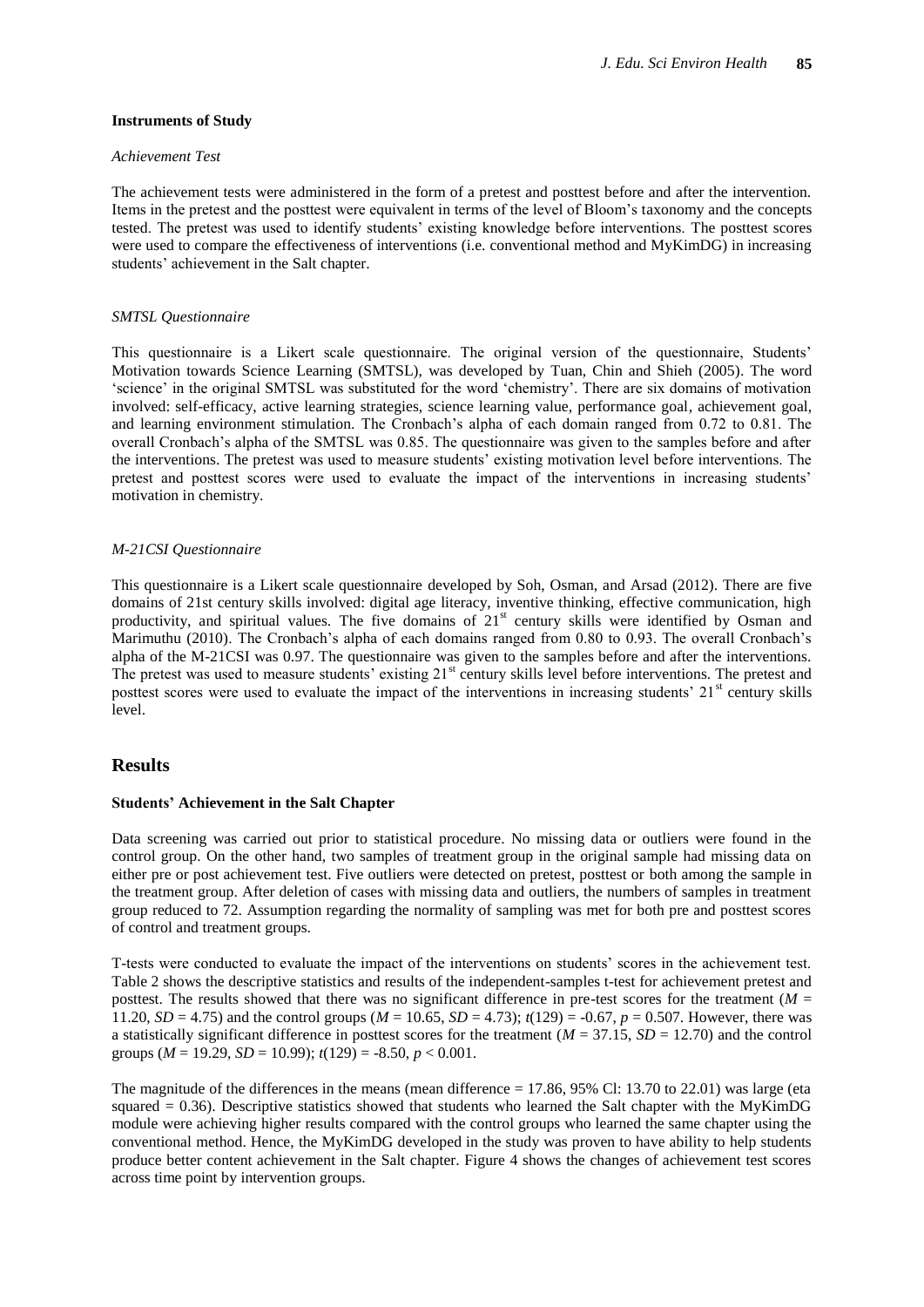### Instruments of Study

*Achievement Test*

The achievement tests were administered in the form of a pretest and posttest before and after the intervention. Items in the pretest and the posttest were equivalent in terms of the level of Bloom's taxonomy and the concepts tested. The pretest was used to identify students' existing knowledge before interventions. The posttest scores were used to compare the effectiveness of interventions (i.e. conventional method and MyKimDG) in increasing students' achievement in the Salt chapter.

*SMTSL Questionnaire*

This questionnaire is a Likert scale questionnaire. The original version of the questionnaire, Students' Motivation towards Science Learning (SMTSL), was developed by Tuan, Chin and Shieh (2005). The word 'science' in the original SMTSL was substituted for the word 'chemistry'. There are six domains of motivation involved: self-efficacy, active learning strategies, science learning value, performance goal, achievement goal, and learning environment stimulation. The Cronbach's alpha of each domain ranged from 0.72 to 0.81. The overall Cronbach's alpha of the SMTSL was 0.85. The questionnaire was given to the samples before and after the interventions. The pretest was used to measure students' existing motivation level before interventions. The pretest and posttest scores were used to evaluate the impact of the interventions in increasing students' motivation in chemistry.

*M-21CSI Questionnaire*

This questionnaire is a Likert scale questionnaire developed by Soh, Osman, and Arsad (2012). There are five domains of 21st century skills involved: digital age literacy, inventive thinking, effective communication, high productivity, and spiritual values. The five domains of 21st century skills were identified by Osman and Marimuthu (2010). The Cronbach's alpha of each domain ranged from 0.80 to 0.93. The overall Cronbach's alpha of the M-21CSI was 0.97. The questionnaire was given to the samples before and after the interventions. The pretest was used to measure students' existing 21st century skills level before interventions. The pretest and posttest scores were used to evaluate the impact of the interventions in increasing students' 21st century skills level.

## Results

### Students' Achievement in the Salt Chapter

Data screening was carried out prior to statistical procedure. No missing data or outliers were found in the control group. On the other hand, two samples of treatment group in the original sample had missing data on either pre or post achievement test. Five outliers were detected on pretest, posttest or both among the sample in the treatment group. After deletion of cases with missing data and outliers, the numbers of samples in treatment group reduced to 72. Assumption regarding the normality of sampling was met for both pre and posttest scores of control and treatment groups.

T-tests were conducted to evaluate the impact of the interventions on students' scores in the achievement test. Table 2 shows the descriptive statistics and results of the independent-samples t-test for achievement pretest and posttest. The results showed that there was no significant difference in pre-test scores for the treatment ($M$ = 11.20, $SD$ = 4.75) and the control groups ($M$ = 10.65, $SD$ = 4.73); $t(129) = -0.67$, $p = 0.507$. However, there was a statistically significant difference in posttest scores for the treatment ($M$ = 37.15, $SD$ = 12.70) and the control groups ($M$ = 19.29, $SD$ = 10.99); $t(129) = -8.50$, $p < 0.001$.

The magnitude of the differences in the means (mean difference = 17.86, 95% Cl: 13.70 to 22.01) was large (eta squared = 0.36). Descriptive statistics showed that students who learned the Salt chapter with the MyKimDG module were achieving higher results compared with the control groups who learned the same chapter using the conventional method. Hence, the MyKimDG developed in the study was proven to have ability to help students produce better content achievement in the Salt chapter. Figure 4 shows the changes of achievement test scores across time point by intervention groups.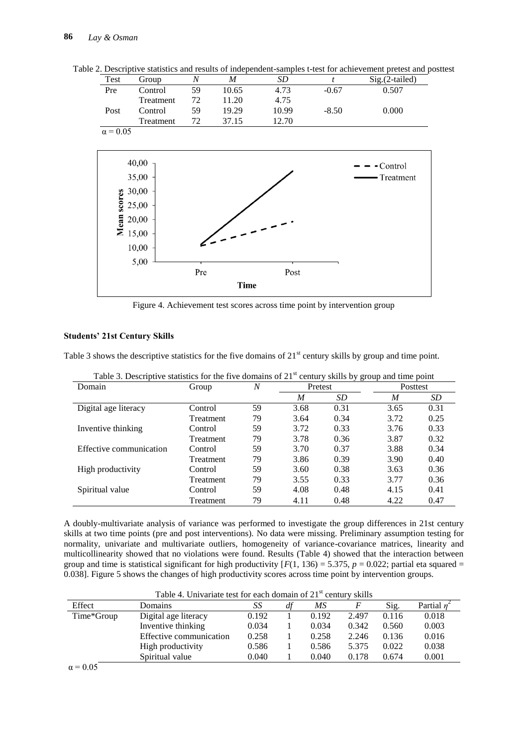Table 2. Descriptive statistics and results of independent-samples t-test for achievement pretest and posttest

| Test | Group | *N* | *M* | *SD* | *t* | Sig.(2-tailed) |
|---|---|---|---|---|---|---|
| Pre | Control | 59 | 10.65 | 4.73 | -0.67 | 0.507 |
| | Treatment | 72 | 11.20 | 4.75 | | |
| Post | Control | 59 | 19.29 | 10.99 | -8.50 | 0.000 |
| | Treatment | 72 | 37.15 | 12.70 | | |

$\alpha = 0.05$

Figure 4. Achievement test scores across time point by intervention group

**Students' 21st Century Skills**

Table 3 shows the descriptive statistics for the five domains of 21st century skills by group and time point.

Table 3. Descriptive statistics for the five domains of 21st century skills by group and time point

| Domain | Group | *N* | Pretest | | Posttest | |
|---|---|---|---|---|---|---|
| | | | *M* | *SD* | *M* | *SD* |
| Digital age literacy | Control | 59 | 3.68 | 0.31 | 3.65 | 0.31 |
| | Treatment | 79 | 3.64 | 0.34 | 3.72 | 0.25 |
| Inventive thinking | Control | 59 | 3.72 | 0.33 | 3.76 | 0.33 |
| | Treatment | 79 | 3.78 | 0.36 | 3.87 | 0.32 |
| Effective communication | Control | 59 | 3.70 | 0.37 | 3.88 | 0.34 |
| | Treatment | 79 | 3.86 | 0.39 | 3.90 | 0.40 |
| High productivity | Control | 59 | 3.60 | 0.38 | 3.63 | 0.36 |
| | Treatment | 79 | 3.55 | 0.33 | 3.77 | 0.36 |
| Spiritual value | Control | 59 | 4.08 | 0.48 | 4.15 | 0.41 |
| | Treatment | 79 | 4.11 | 0.48 | 4.22 | 0.47 |

A doubly-multivariate analysis of variance was performed to investigate the group differences in 21st century skills at two time points (pre and post interventions). No data were missing. Preliminary assumption testing for normality, univariate and multivariate outliers, homogeneity of variance-covariance matrices, linearity and multicollinearity showed that no violations were found. Results (Table 4) showed that the interaction between group and time is statistical significant for high productivity [$F(1, 136) = 5.375$, $p = 0.022$; partial eta squared = 0.038]. Figure 5 shows the changes of high productivity scores across time point by intervention groups.

Table 4. Univariate test for each domain of 21st century skills

| Effect | Domains | *SS* | *df* | *MS* | *F* | Sig. | Partial $\eta^2$ |
|---|---|---|---|---|---|---|---|
| Time*Group | Digital age literacy | 0.192 | 1 | 0.192 | 2.497 | 0.116 | 0.018 |
| | Inventive thinking | 0.034 | 1 | 0.034 | 0.342 | 0.560 | 0.003 |
| | Effective communication | 0.258 | 1 | 0.258 | 2.246 | 0.136 | 0.016 |
| | High productivity | 0.586 | 1 | 0.586 | 5.375 | 0.022 | 0.038 |
| | Spiritual value | 0.040 | 1 | 0.040 | 0.178 | 0.674 | 0.001 |

$\alpha = 0.05$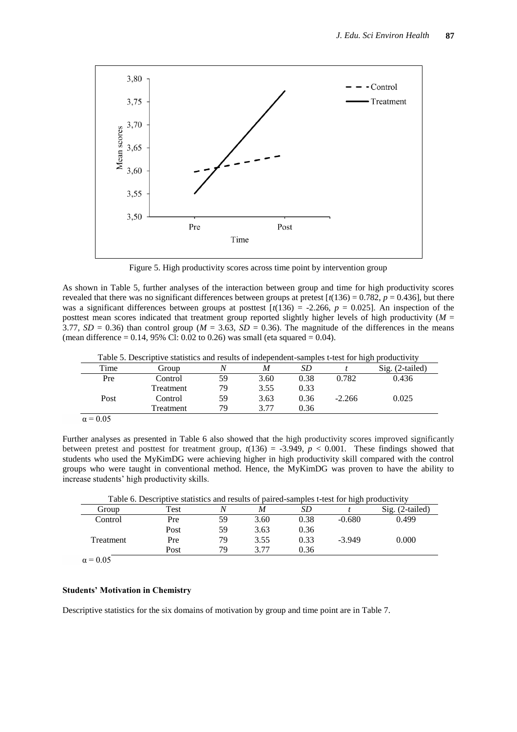Figure 5. High productivity scores across time point by intervention group

As shown in Table 5, further analyses of the interaction between group and time for high productivity scores revealed that there was no significant differences between groups at pretest [$t(136) = 0.782$, $p = 0.436$], but there was a significant differences between groups at posttest [$t(136) = -2.266$, $p = 0.025$]. An inspection of the posttest mean scores indicated that treatment group reported slightly higher levels of high productivity ($M = 3.77$, $SD = 0.36$) than control group ($M = 3.63$, $SD = 0.36$). The magnitude of the differences in the means (mean difference = 0.14, 95% Cl: 0.02 to 0.26) was small (eta squared = 0.04).

Table 5. Descriptive statistics and results of independent-samples t-test for high productivity

| Time | Group | *N* | *M* | *SD* | *t* | Sig. (2-tailed) |
|---|---|---|---|---|---|---|
| Pre | Control | 59 | 3.60 | 0.38 | 0.782 | 0.436 |
| | Treatment | 79 | 3.55 | 0.33 | | |
| Post | Control | 59 | 3.63 | 0.36 | -2.266 | 0.025 |
| | Treatment | 79 | 3.77 | 0.36 | | |

$\alpha = 0.05$

Further analyses as presented in Table 6 also showed that the high productivity scores improved significantly between pretest and posttest for treatment group, $t(136) = -3.949$, $p < 0.001$. These findings showed that students who used the MyKimDG were achieving higher in high productivity skill compared with the control groups who were taught in conventional method. Hence, the MyKimDG was proven to have the ability to increase students' high productivity skills.

Table 6. Descriptive statistics and results of paired-samples t-test for high productivity

| Group | Test | *N* | *M* | *SD* | *t* | Sig. (2-tailed) |
|---|---|---|---|---|---|---|
| Control | Pre | 59 | 3.60 | 0.38 | -0.680 | 0.499 |
| | Post | 59 | 3.63 | 0.36 | | |
| Treatment | Pre | 79 | 3.55 | 0.33 | -3.949 | 0.000 |
| | Post | 79 | 3.77 | 0.36 | | |

$\alpha = 0.05$

**Students' Motivation in Chemistry**

Descriptive statistics for the six domains of motivation by group and time point are in Table 7.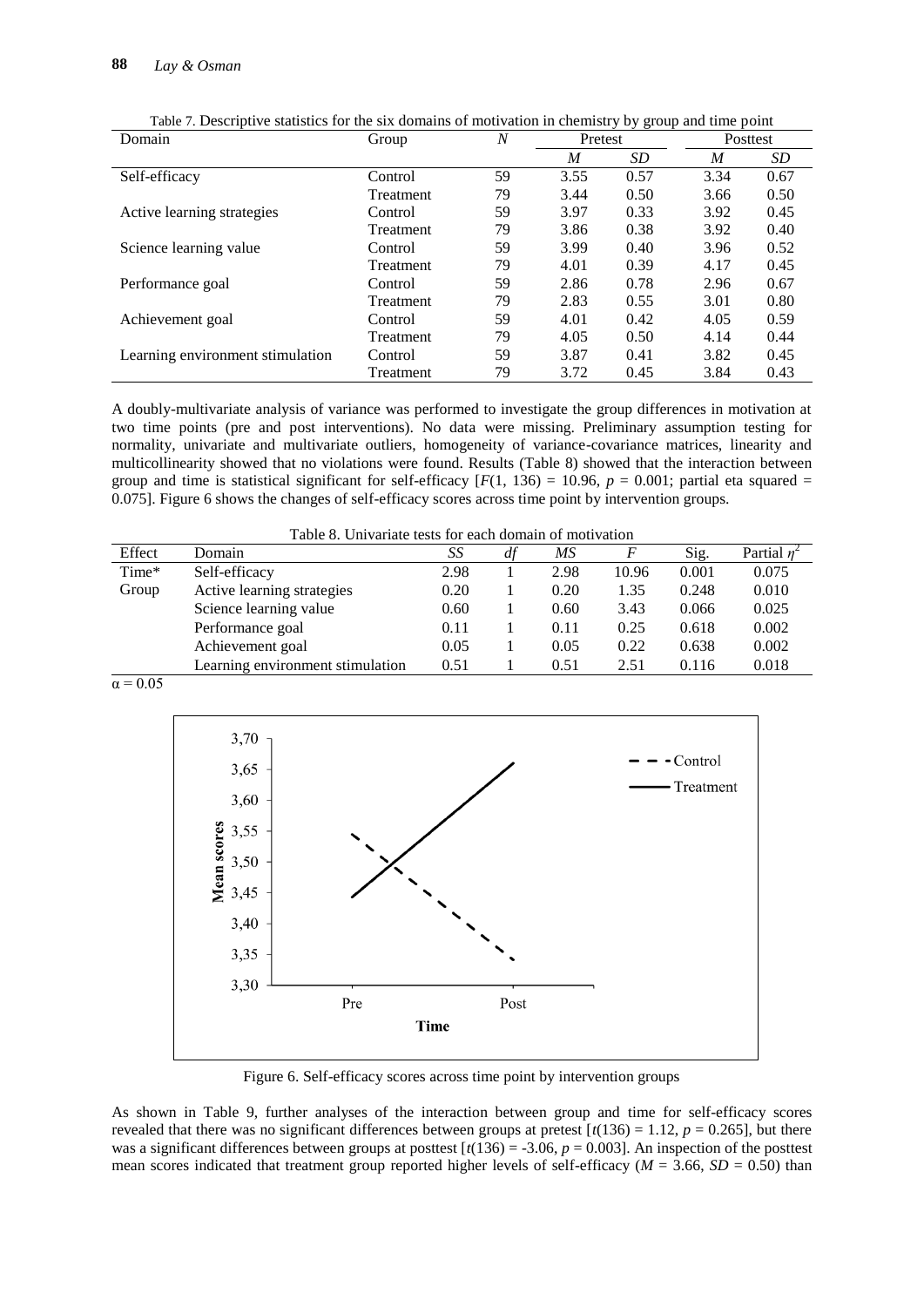Table 7. Descriptive statistics for the six domains of motivation in chemistry by group and time point

| Domain | Group | *N* | Pretest | | Posttest | |
|---|---|---|---|---|---|---|
| | | | *M* | *SD* | *M* | *SD* |
| Self-efficacy | Control | 59 | 3.55 | 0.57 | 3.34 | 0.67 |
| | Treatment | 79 | 3.44 | 0.50 | 3.66 | 0.50 |
| Active learning strategies | Control | 59 | 3.97 | 0.33 | 3.92 | 0.45 |
| | Treatment | 79 | 3.86 | 0.38 | 3.92 | 0.40 |
| Science learning value | Control | 59 | 3.99 | 0.40 | 3.96 | 0.52 |
| | Treatment | 79 | 4.01 | 0.39 | 4.17 | 0.45 |
| Performance goal | Control | 59 | 2.86 | 0.78 | 2.96 | 0.67 |
| | Treatment | 79 | 2.83 | 0.55 | 3.01 | 0.80 |
| Achievement goal | Control | 59 | 4.01 | 0.42 | 4.05 | 0.59 |
| | Treatment | 79 | 4.05 | 0.50 | 4.14 | 0.44 |
| Learning environment stimulation | Control | 59 | 3.87 | 0.41 | 3.82 | 0.45 |
| | Treatment | 79 | 3.72 | 0.45 | 3.84 | 0.43 |

A doubly-multivariate analysis of variance was performed to investigate the group differences in motivation at two time points (pre and post interventions). No data were missing. Preliminary assumption testing for normality, univariate and multivariate outliers, homogeneity of variance-covariance matrices, linearity and multicollinearity showed that no violations were found. Results (Table 8) showed that the interaction between group and time is statistical significant for self-efficacy [$F(1, 136) = 10.96$, $p = 0.001$; partial eta squared = 0.075]. Figure 6 shows the changes of self-efficacy scores across time point by intervention groups.

Table 8. Univariate tests for each domain of motivation

| Effect | Domain | *SS* | *df* | *MS* | *F* | Sig. | Partial $\eta^2$ |
|---|---|---|---|---|---|---|---|
| Time* Group | Self-efficacy | 2.98 | 1 | 2.98 | 10.96 | 0.001 | 0.075 |
| | Active learning strategies | 0.20 | 1 | 0.20 | 1.35 | 0.248 | 0.010 |
| | Science learning value | 0.60 | 1 | 0.60 | 3.43 | 0.066 | 0.025 |
| | Performance goal | 0.11 | 1 | 0.11 | 0.25 | 0.618 | 0.002 |
| | Achievement goal | 0.05 | 1 | 0.05 | 0.22 | 0.638 | 0.002 |
| | Learning environment stimulation | 0.51 | 1 | 0.51 | 2.51 | 0.116 | 0.018 |

$\alpha = 0.05$

Figure 6. Self-efficacy scores across time point by intervention groups

As shown in Table 9, further analyses of the interaction between group and time for self-efficacy scores revealed that there was no significant differences between groups at pretest [$t(136) = 1.12$, $p = 0.265$], but there was a significant differences between groups at posttest [$t(136) = -3.06$, $p = 0.003$]. An inspection of the posttest mean scores indicated that treatment group reported higher levels of self-efficacy ($M = 3.66$, $SD = 0.50$) than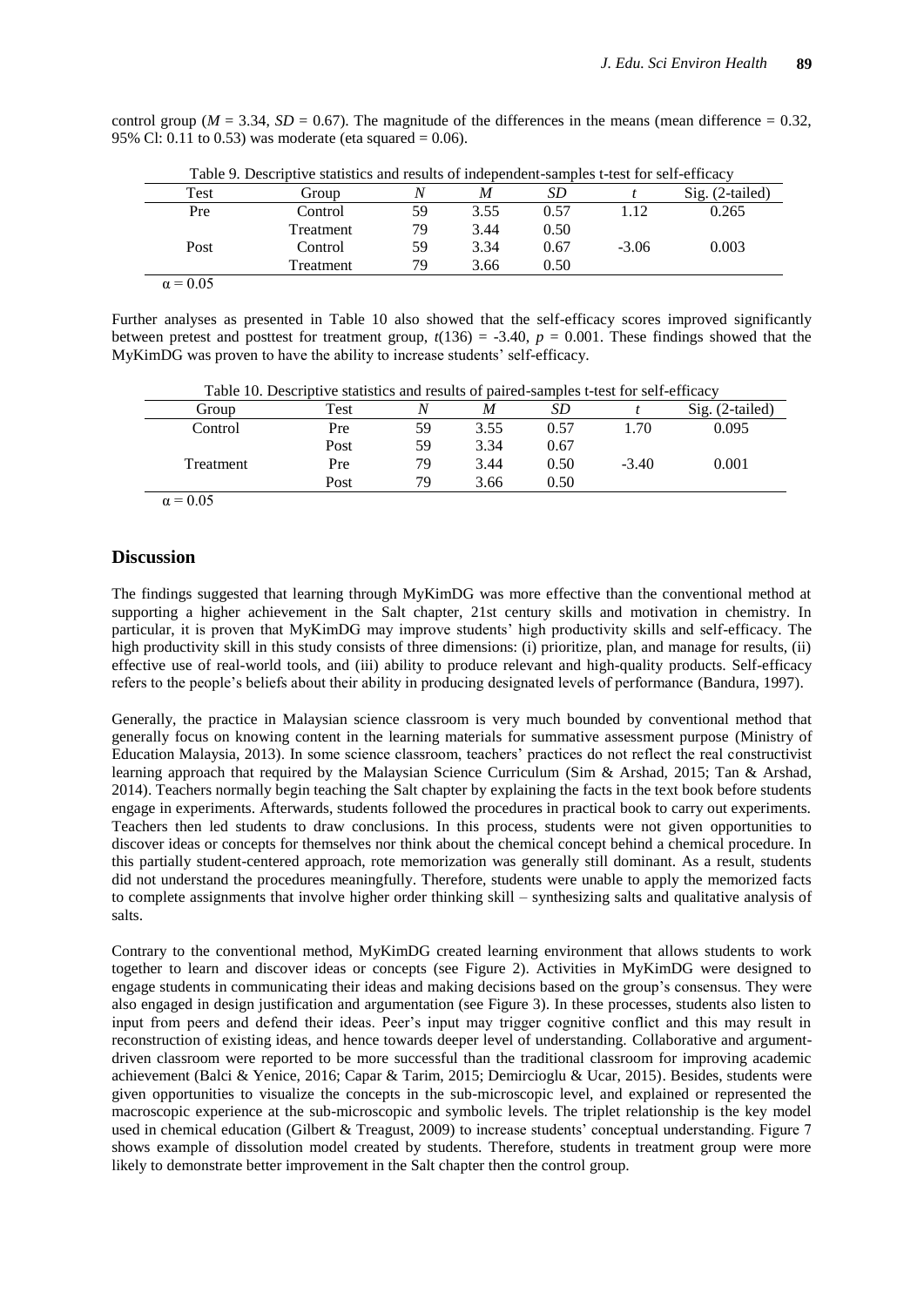control group ($M$ = 3.34, $SD$ = 0.67). The magnitude of the differences in the means (mean difference = 0.32, 95% Cl: 0.11 to 0.53) was moderate (eta squared = 0.06).

Table 9. Descriptive statistics and results of independent-samples t-test for self-efficacy

| Test | Group | $N$ | $M$ | $SD$ | $t$ | Sig. (2-tailed) |
|---|---|---|---|---|---|---|
| Pre | Control | 59 | 3.55 | 0.57 | 1.12 | 0.265 |
| | Treatment | 79 | 3.44 | 0.50 | | |
| Post | Control | 59 | 3.34 | 0.67 | -3.06 | 0.003 |
| | Treatment | 79 | 3.66 | 0.50 | | |

$\alpha = 0.05$

Further analyses as presented in Table 10 also showed that the self-efficacy scores improved significantly between pretest and posttest for treatment group, $t(136) = -3.40$, $p = 0.001$. These findings showed that the MyKimDG was proven to have the ability to increase students' self-efficacy.

Table 10. Descriptive statistics and results of paired-samples t-test for self-efficacy

| Group | Test | $N$ | $M$ | $SD$ | $t$ | Sig. (2-tailed) |
|---|---|---|---|---|---|---|
| Control | Pre | 59 | 3.55 | 0.57 | 1.70 | 0.095 |
| | Post | 59 | 3.34 | 0.67 | | |
| Treatment | Pre | 79 | 3.44 | 0.50 | -3.40 | 0.001 |
| | Post | 79 | 3.66 | 0.50 | | |

$\alpha = 0.05$

## Discussion

The findings suggested that learning through MyKimDG was more effective than the conventional method at supporting a higher achievement in the Salt chapter, 21st century skills and motivation in chemistry. In particular, it is proven that MyKimDG may improve students' high productivity skills and self-efficacy. The high productivity skill in this study consists of three dimensions: (i) prioritize, plan, and manage for results, (ii) effective use of real-world tools, and (iii) ability to produce relevant and high-quality products. Self-efficacy refers to the people's beliefs about their ability in producing designated levels of performance (Bandura, 1997).

Generally, the practice in Malaysian science classroom is very much bounded by conventional method that generally focus on knowing content in the learning materials for summative assessment purpose (Ministry of Education Malaysia, 2013). In some science classroom, teachers' practices do not reflect the real constructivist learning approach that required by the Malaysian Science Curriculum (Sim & Arshad, 2015; Tan & Arshad, 2014). Teachers normally begin teaching the Salt chapter by explaining the facts in the text book before students engage in experiments. Afterwards, students followed the procedures in practical book to carry out experiments. Teachers then led students to draw conclusions. In this process, students were not given opportunities to discover ideas or concepts for themselves nor think about the chemical concept behind a chemical procedure. In this partially student-centered approach, rote memorization was generally still dominant. As a result, students did not understand the procedures meaningfully. Therefore, students were unable to apply the memorized facts to complete assignments that involve higher order thinking skill – synthesizing salts and qualitative analysis of salts.

Contrary to the conventional method, MyKimDG created learning environment that allows students to work together to learn and discover ideas or concepts (see Figure 2). Activities in MyKimDG were designed to engage students in communicating their ideas and making decisions based on the group's consensus. They were also engaged in design justification and argumentation (see Figure 3). In these processes, students also listen to input from peers and defend their ideas. Peer's input may trigger cognitive conflict and this may result in reconstruction of existing ideas, and hence towards deeper level of understanding. Collaborative and argument-driven classroom were reported to be more successful than the traditional classroom for improving academic achievement (Balci & Yenice, 2016; Capar & Tarim, 2015; Demircioglu & Ucar, 2015). Besides, students were given opportunities to visualize the concepts in the sub-microscopic level, and explained or represented the macroscopic experience at the sub-microscopic and symbolic levels. The triplet relationship is the key model used in chemical education (Gilbert & Treagust, 2009) to increase students' conceptual understanding. Figure 7 shows example of dissolution model created by students. Therefore, students in treatment group were more likely to demonstrate better improvement in the Salt chapter then the control group.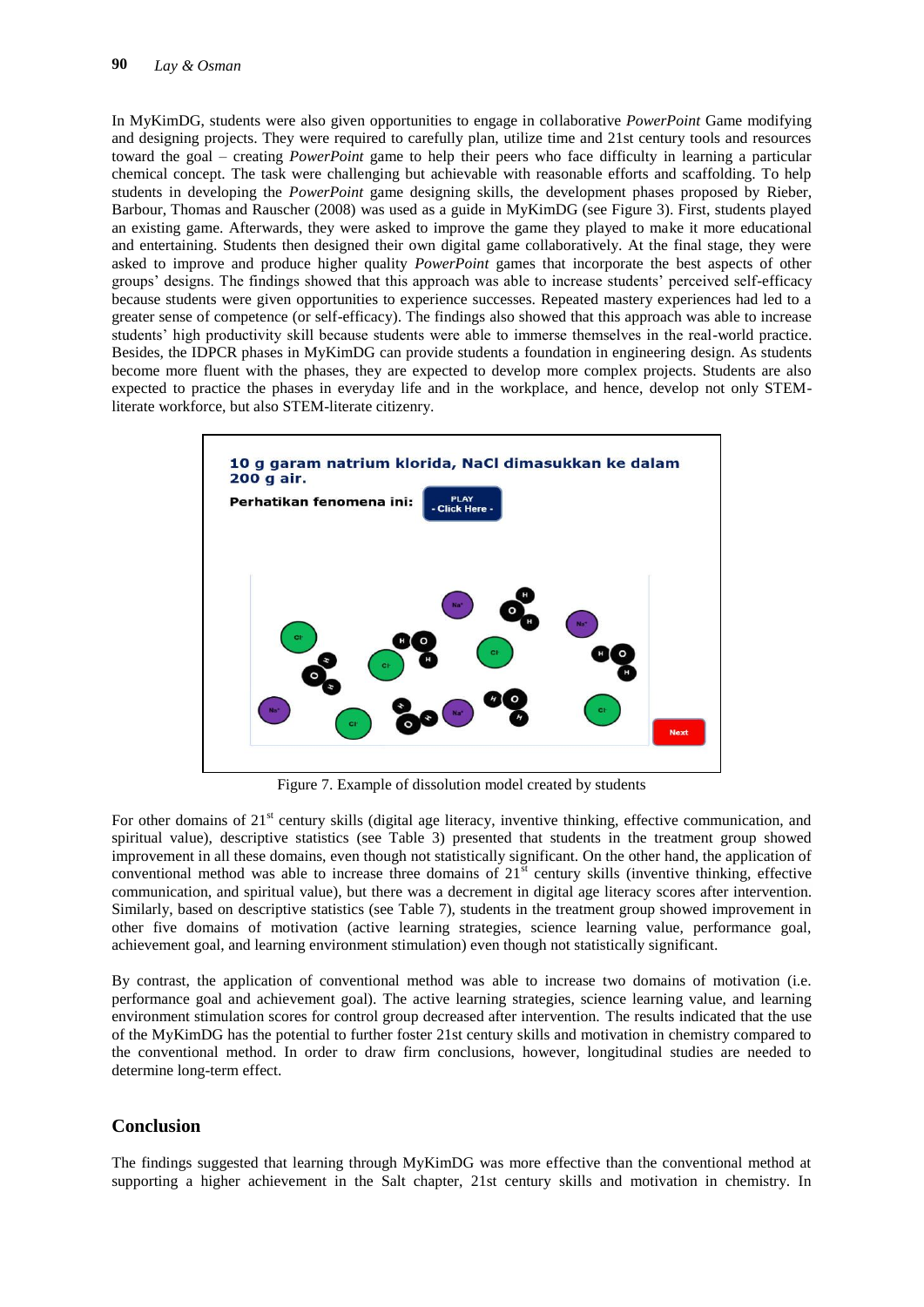In MyKimDG, students were also given opportunities to engage in collaborative *PowerPoint* Game modifying and designing projects. They were required to carefully plan, utilize time and 21st century tools and resources toward the goal – creating *PowerPoint* game to help their peers who face difficulty in learning a particular chemical concept. The task were challenging but achievable with reasonable efforts and scaffolding. To help students in developing the *PowerPoint* game designing skills, the development phases proposed by Rieber, Barbour, Thomas and Rauscher (2008) was used as a guide in MyKimDG (see Figure 3). First, students played an existing game. Afterwards, they were asked to improve the game they played to make it more educational and entertaining. Students then designed their own digital game collaboratively. At the final stage, they were asked to improve and produce higher quality *PowerPoint* games that incorporate the best aspects of other groups' designs. The findings showed that this approach was able to increase students' perceived self-efficacy because students were given opportunities to experience successes. Repeated mastery experiences had led to a greater sense of competence (or self-efficacy). The findings also showed that this approach was able to increase students' high productivity skill because students were able to immerse themselves in the real-world practice. Besides, the IDPCR phases in MyKimDG can provide students a foundation in engineering design. As students become more fluent with the phases, they are expected to develop more complex projects. Students are also expected to practice the phases in everyday life and in the workplace, and hence, develop not only STEM-literate workforce, but also STEM-literate citizenry.

Figure 7. Example of dissolution model created by students

For other domains of 21st century skills (digital age literacy, inventive thinking, effective communication, and spiritual value), descriptive statistics (see Table 3) presented that students in the treatment group showed improvement in all these domains, even though not statistically significant. On the other hand, the application of conventional method was able to increase three domains of 21st century skills (inventive thinking, effective communication, and spiritual value), but there was a decrement in digital age literacy scores after intervention. Similarly, based on descriptive statistics (see Table 7), students in the treatment group showed improvement in other five domains of motivation (active learning strategies, science learning value, performance goal, achievement goal, and learning environment stimulation) even though not statistically significant.

By contrast, the application of conventional method was able to increase two domains of motivation (i.e. performance goal and achievement goal). The active learning strategies, science learning value, and learning environment stimulation scores for control group decreased after intervention. The results indicated that the use of the MyKimDG has the potential to further foster 21st century skills and motivation in chemistry compared to the conventional method. In order to draw firm conclusions, however, longitudinal studies are needed to determine long-term effect.

## Conclusion

The findings suggested that learning through MyKimDG was more effective than the conventional method at supporting a higher achievement in the Salt chapter, 21st century skills and motivation in chemistry. In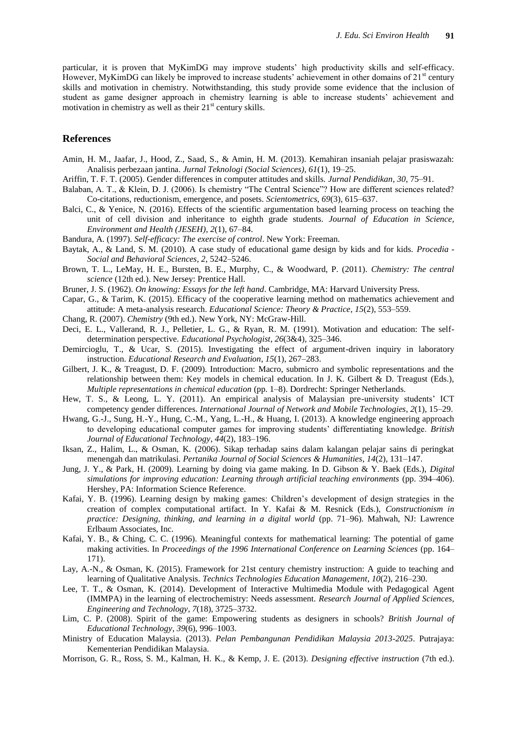particular, it is proven that MyKimDG may improve students' high productivity skills and self-efficacy. However, MyKimDG can likely be improved to increase students' achievement in other domains of 21$^{st}$ century skills and motivation in chemistry. Notwithstanding, this study provide some evidence that the inclusion of student as game designer approach in chemistry learning is able to increase students' achievement and motivation in chemistry as well as their 21$^{st}$ century skills.

## References

Amin, H. M., Jaafar, J., Hood, Z., Saad, S., & Amin, H. M. (2013). Kemahiran insaniah pelajar prasiswazah: Analisis perbezaan jantina. *Jurnal Teknologi (Social Sciences)*, *61*(1), 19–25.

Ariffin, T. F. T. (2005). Gender differences in computer attitudes and skills. *Jurnal Pendidikan*, *30*, 75–91.

Balaban, A. T., & Klein, D. J. (2006). Is chemistry "The Central Science"? How are different sciences related? Co-citations, reductionism, emergence, and posets. *Scientometrics*, *69*(3), 615–637.

Balci, C., & Yenice, N. (2016). Effects of the scientific argumentation based learning process on teaching the unit of cell division and inheritance to eighth grade students. *Journal of Education in Science, Environment and Health (JESEH)*, *2*(1), 67–84.

Bandura, A. (1997). *Self-efficacy: The exercise of control*. New York: Freeman.

Baytak, A., & Land, S. M. (2010). A case study of educational game design by kids and for kids. *Procedia - Social and Behavioral Sciences*, *2*, 5242–5246.

Brown, T. L., LeMay, H. E., Bursten, B. E., Murphy, C., & Woodward, P. (2011). *Chemistry: The central science* (12th ed.). New Jersey: Prentice Hall.

Bruner, J. S. (1962). *On knowing: Essays for the left hand*. Cambridge, MA: Harvard University Press.

Capar, G., & Tarim, K. (2015). Efficacy of the cooperative learning method on mathematics achievement and attitude: A meta-analysis research. *Educational Science: Theory & Practice*, *15*(2), 553–559.

Chang, R. (2007). *Chemistry* (9th ed.). New York, NY: McGraw-Hill.

Deci, E. L., Vallerand, R. J., Pelletier, L. G., & Ryan, R. M. (1991). Motivation and education: The self-determination perspective. *Educational Psychologist*, *26*(3&4), 325–346.

Demircioglu, T., & Ucar, S. (2015). Investigating the effect of argument-driven inquiry in laboratory instruction. *Educational Research and Evaluation*, *15*(1), 267–283.

Gilbert, J. K., & Treagust, D. F. (2009). Introduction: Macro, submicro and symbolic representations and the relationship between them: Key models in chemical education. In J. K. Gilbert & D. Treagust (Eds.), *Multiple representations in chemical education* (pp. 1–8). Dordrecht: Springer Netherlands.

Hew, T. S., & Leong, L. Y. (2011). An empirical analysis of Malaysian pre-university students' ICT competency gender differences. *International Journal of Network and Mobile Technologies*, *2*(1), 15–29.

Hwang, G.-J., Sung, H.-Y., Hung, C.-M., Yang, L.-H., & Huang, I. (2013). A knowledge engineering approach to developing educational computer games for improving students' differentiating knowledge. *British Journal of Educational Technology*, *44*(2), 183–196.

Iksan, Z., Halim, L., & Osman, K. (2006). Sikap terhadap sains dalam kalangan pelajar sains di peringkat menengah dan matrikulasi. *Pertanika Journal of Social Sciences & Humanities*, *14*(2), 131–147.

Jung, J. Y., & Park, H. (2009). Learning by doing via game making. In D. Gibson & Y. Baek (Eds.), *Digital simulations for improving education: Learning through artificial teaching environments* (pp. 394–406). Hershey, PA: Information Science Reference.

Kafai, Y. B. (1996). Learning design by making games: Children's development of design strategies in the creation of complex computational artifact. In Y. Kafai & M. Resnick (Eds.), *Constructionism in practice: Designing, thinking, and learning in a digital world* (pp. 71–96). Mahwah, NJ: Lawrence Erlbaum Associates, Inc.

Kafai, Y. B., & Ching, C. C. (1996). Meaningful contexts for mathematical learning: The potential of game making activities. In *Proceedings of the 1996 International Conference on Learning Sciences* (pp. 164–171).

Lay, A.-N., & Osman, K. (2015). Framework for 21st century chemistry instruction: A guide to teaching and learning of Qualitative Analysis. *Technics Technologies Education Management*, *10*(2), 216–230.

Lee, T. T., & Osman, K. (2014). Development of Interactive Multimedia Module with Pedagogical Agent (IMMPA) in the learning of electrochemistry: Needs assessment. *Research Journal of Applied Sciences, Engineering and Technology*, *7*(18), 3725–3732.

Lim, C. P. (2008). Spirit of the game: Empowering students as designers in schools? *British Journal of Educational Technology*, *39*(6), 996–1003.

Ministry of Education Malaysia. (2013). *Pelan Pembangunan Pendidikan Malaysia 2013-2025*. Putrajaya: Kementerian Pendidikan Malaysia.

Morrison, G. R., Ross, S. M., Kalman, H. K., & Kemp, J. E. (2013). *Designing effective instruction* (7th ed.).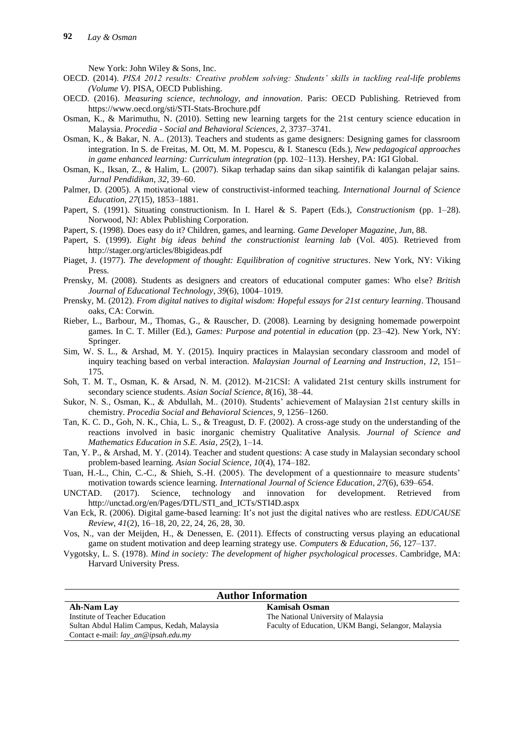New York: John Wiley & Sons, Inc.

OECD. (2014). *PISA 2012 results: Creative problem solving: Students' skills in tackling real-life problems (Volume V)*. PISA, OECD Publishing.

OECD. (2016). *Measuring science, technology, and innovation*. Paris: OECD Publishing. Retrieved from https://www.oecd.org/sti/STI-Stats-Brochure.pdf

Osman, K., & Marimuthu, N. (2010). Setting new learning targets for the 21st century science education in Malaysia. *Procedia - Social and Behavioral Sciences*, *2*, 3737–3741.

Osman, K., & Bakar, N. A.. (2013). Teachers and students as game designers: Designing games for classroom integration. In S. de Freitas, M. Ott, M. M. Popescu, & I. Stanescu (Eds.), *New pedagogical approaches in game enhanced learning: Curriculum integration* (pp. 102–113). Hershey, PA: IGI Global.

Osman, K., Iksan, Z., & Halim, L. (2007). Sikap terhadap sains dan sikap saintifik di kalangan pelajar sains. *Jurnal Pendidikan*, *32*, 39–60.

Palmer, D. (2005). A motivational view of constructivist-informed teaching. *International Journal of Science Education*, *27*(15), 1853–1881.

Papert, S. (1991). Situating constructionism. In I. Harel & S. Papert (Eds.), *Constructionism* (pp. 1–28). Norwood, NJ: Ablex Publishing Corporation.

Papert, S. (1998). Does easy do it? Children, games, and learning. *Game Developer Magazine*, *Jun*, 88.

Papert, S. (1999). *Eight big ideas behind the constructionist learning lab* (Vol. 405). Retrieved from http://stager.org/articles/8bigideas.pdf

Piaget, J. (1977). *The development of thought: Equilibration of cognitive structures*. New York, NY: Viking Press.

Prensky, M. (2008). Students as designers and creators of educational computer games: Who else? *British Journal of Educational Technology*, *39*(6), 1004–1019.

Prensky, M. (2012). *From digital natives to digital wisdom: Hopeful essays for 21st century learning*. Thousand oaks, CA: Corwin.

Rieber, L., Barbour, M., Thomas, G., & Rauscher, D. (2008). Learning by designing homemade powerpoint games. In C. T. Miller (Ed.), *Games: Purpose and potential in education* (pp. 23–42). New York, NY: Springer.

Sim, W. S. L., & Arshad, M. Y. (2015). Inquiry practices in Malaysian secondary classroom and model of inquiry teaching based on verbal interaction. *Malaysian Journal of Learning and Instruction*, *12*, 151–175.

Soh, T. M. T., Osman, K. & Arsad, N. M. (2012). M-21CSI: A validated 21st century skills instrument for secondary science students. *Asian Social Science*, *8*(16), 38–44.

Sukor, N. S., Osman, K., & Abdullah, M.. (2010). Students' achievement of Malaysian 21st century skills in chemistry. *Procedia Social and Behavioral Sciences*, *9*, 1256–1260.

Tan, K. C. D., Goh, N. K., Chia, L. S., & Treagust, D. F. (2002). A cross-age study on the understanding of the reactions involved in basic inorganic chemistry Qualitative Analysis. *Journal of Science and Mathematics Education in S.E. Asia*, *25*(2), 1–14.

Tan, Y. P., & Arshad, M. Y. (2014). Teacher and student questions: A case study in Malaysian secondary school problem-based learning. *Asian Social Science*, *10*(4), 174–182.

Tuan, H.-L., Chin, C.-C., & Shieh, S.-H. (2005). The development of a questionnaire to measure students' motivation towards science learning. *International Journal of Science Education*, *27*(6), 639–654.

UNCTAD. (2017). Science, technology and innovation for development. Retrieved from http://unctad.org/en/Pages/DTL/STI_and_ICTs/STI4D.aspx

Van Eck, R. (2006). Digital game-based learning: It's not just the digital natives who are restless. *EDUCAUSE Review*, *41*(2), 16–18, 20, 22, 24, 26, 28, 30.

Vos, N., van der Meijden, H., & Denessen, E. (2011). Effects of constructing versus playing an educational game on student motivation and deep learning strategy use. *Computers & Education*, *56*, 127–137.

Vygotsky, L. S. (1978). *Mind in society: The development of higher psychological processes*. Cambridge, MA: Harvard University Press.

## Author Information

**Ah-Nam Lay**
Institute of Teacher Education
Sultan Abdul Halim Campus, Kedah, Malaysia
Contact e-mail: *lay_an@ipsah.edu.my*

**Kamisah Osman**
The National University of Malaysia
Faculty of Education, UKM Bangi, Selangor, Malaysia